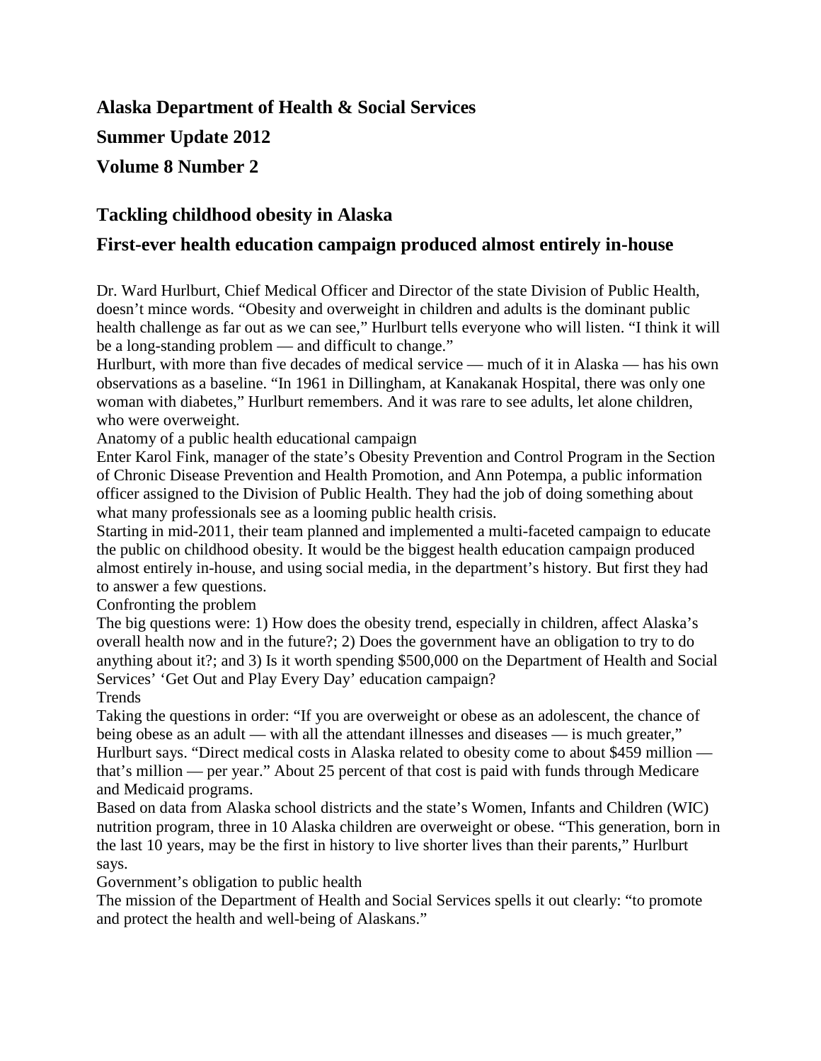# Alaska Department of Health & Social Services

## Summer Update 2012

## Volume 8 Number 2

## Tackling childhood obesity in Alaska

### First-ever health education campaign produced almost entirely in-house

Dr. Ward Hurlburt, Chief Medical Officer and Director of the state Division of Public Health, doesn't mince words. "Obesity and overweight in children and adults is the dominant public health challenge as far out as we can see," Hurlburt tells everyone who will listen. "I think it will be a long-standing problem — and difficult to change."

Hurlburt, with more than five decades of medical service — much of it in Alaska — has his own observations as a baseline. "In 1961 in Dillingham, at Kanakanak Hospital, there was only one woman with diabetes," Hurlburt remembers. And it was rare to see adults, let alone children, who were overweight.

#### Anatomy of a public health educational campaign

Enter Karol Fink, manager of the state's Obesity Prevention and Control Program in the Section of Chronic Disease Prevention and Health Promotion, and Ann Potempa, a public information officer assigned to the Division of Public Health. They had the job of doing something about what many professionals see as a looming public health crisis.

Starting in mid-2011, their team planned and implemented a multi-faceted campaign to educate the public on childhood obesity. It would be the biggest health education campaign produced almost entirely in-house, and using social media, in the department's history. But first they had to answer a few questions.

#### Confronting the problem

The big questions were: 1) How does the obesity trend, especially in children, affect Alaska's overall health now and in the future?; 2) Does the government have an obligation to try to do anything about it?; and 3) Is it worth spending $500,000 on the Department of Health and Social Services' 'Get Out and Play Every Day' education campaign?

#### Trends

Taking the questions in order: "If you are overweight or obese as an adolescent, the chance of being obese as an adult — with all the attendant illnesses and diseases — is much greater," Hurlburt says. "Direct medical costs in Alaska related to obesity come to about $459 million — that's million — per year." About 25 percent of that cost is paid with funds through Medicare and Medicaid programs.

Based on data from Alaska school districts and the state's Women, Infants and Children (WIC) nutrition program, three in 10 Alaska children are overweight or obese. "This generation, born in the last 10 years, may be the first in history to live shorter lives than their parents," Hurlburt says.

#### Government's obligation to public health

The mission of the Department of Health and Social Services spells it out clearly: "to promote and protect the health and well-being of Alaskans."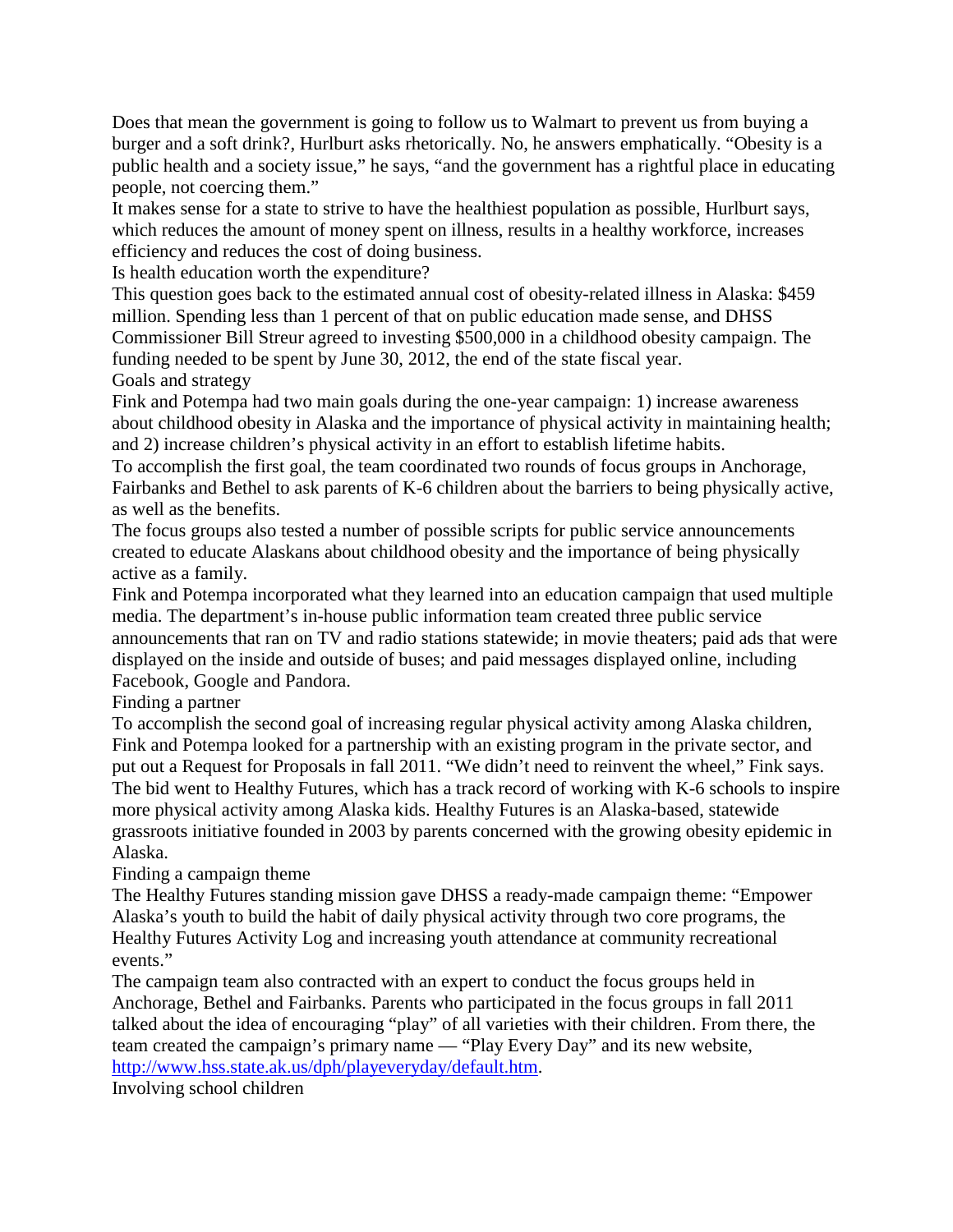Does that mean the government is going to follow us to Walmart to prevent us from buying a burger and a soft drink?, Hurlburt asks rhetorically. No, he answers emphatically. "Obesity is a public health and a society issue," he says, "and the government has a rightful place in educating people, not coercing them."

It makes sense for a state to strive to have the healthiest population as possible, Hurlburt says, which reduces the amount of money spent on illness, results in a healthy workforce, increases efficiency and reduces the cost of doing business.

## Is health education worth the expenditure?

This question goes back to the estimated annual cost of obesity-related illness in Alaska: $459 million. Spending less than 1 percent of that on public education made sense, and DHSS Commissioner Bill Streur agreed to investing $500,000 in a childhood obesity campaign. The funding needed to be spent by June 30, 2012, the end of the state fiscal year.

## Goals and strategy

Fink and Potempa had two main goals during the one-year campaign: 1) increase awareness about childhood obesity in Alaska and the importance of physical activity in maintaining health; and 2) increase children's physical activity in an effort to establish lifetime habits.

To accomplish the first goal, the team coordinated two rounds of focus groups in Anchorage, Fairbanks and Bethel to ask parents of K-6 children about the barriers to being physically active, as well as the benefits.

The focus groups also tested a number of possible scripts for public service announcements created to educate Alaskans about childhood obesity and the importance of being physically active as a family.

Fink and Potempa incorporated what they learned into an education campaign that used multiple media. The department's in-house public information team created three public service announcements that ran on TV and radio stations statewide; in movie theaters; paid ads that were displayed on the inside and outside of buses; and paid messages displayed online, including Facebook, Google and Pandora.

## Finding a partner

To accomplish the second goal of increasing regular physical activity among Alaska children, Fink and Potempa looked for a partnership with an existing program in the private sector, and put out a Request for Proposals in fall 2011. "We didn't need to reinvent the wheel," Fink says. The bid went to Healthy Futures, which has a track record of working with K-6 schools to inspire more physical activity among Alaska kids. Healthy Futures is an Alaska-based, statewide grassroots initiative founded in 2003 by parents concerned with the growing obesity epidemic in Alaska.

## Finding a campaign theme

The Healthy Futures standing mission gave DHSS a ready-made campaign theme: "Empower Alaska's youth to build the habit of daily physical activity through two core programs, the Healthy Futures Activity Log and increasing youth attendance at community recreational events."

The campaign team also contracted with an expert to conduct the focus groups held in Anchorage, Bethel and Fairbanks. Parents who participated in the focus groups in fall 2011 talked about the idea of encouraging "play" of all varieties with their children. From there, the team created the campaign's primary name — "Play Every Day" and its new website, [http://www.hss.state.ak.us/dph/playeveryday/default.htm](http://www.hss.state.ak.us/dph/playeveryday/default.htm).

## Involving school children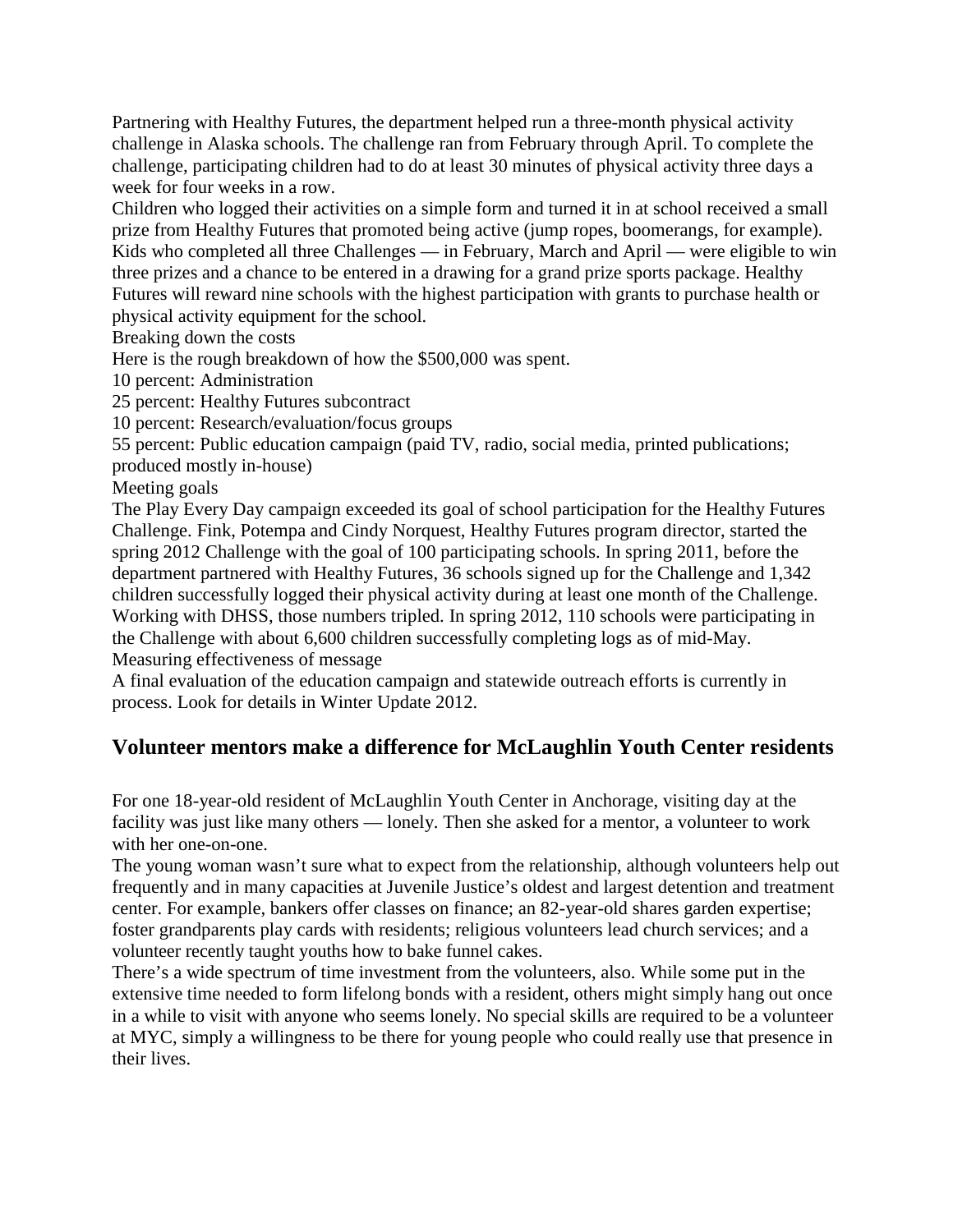Partnering with Healthy Futures, the department helped run a three-month physical activity challenge in Alaska schools. The challenge ran from February through April. To complete the challenge, participating children had to do at least 30 minutes of physical activity three days a week for four weeks in a row.

Children who logged their activities on a simple form and turned it in at school received a small prize from Healthy Futures that promoted being active (jump ropes, boomerangs, for example). Kids who completed all three Challenges — in February, March and April — were eligible to win three prizes and a chance to be entered in a drawing for a grand prize sports package. Healthy Futures will reward nine schools with the highest participation with grants to purchase health or physical activity equipment for the school.

Breaking down the costs

Here is the rough breakdown of how the $500,000 was spent.

10 percent: Administration

25 percent: Healthy Futures subcontract

10 percent: Research/evaluation/focus groups

55 percent: Public education campaign (paid TV, radio, social media, printed publications; produced mostly in-house)

Meeting goals

The Play Every Day campaign exceeded its goal of school participation for the Healthy Futures Challenge. Fink, Potempa and Cindy Norquest, Healthy Futures program director, started the spring 2012 Challenge with the goal of 100 participating schools. In spring 2011, before the department partnered with Healthy Futures, 36 schools signed up for the Challenge and 1,342 children successfully logged their physical activity during at least one month of the Challenge. Working with DHSS, those numbers tripled. In spring 2012, 110 schools were participating in the Challenge with about 6,600 children successfully completing logs as of mid-May.

Measuring effectiveness of message

A final evaluation of the education campaign and statewide outreach efforts is currently in process. Look for details in Winter Update 2012.

## Volunteer mentors make a difference for McLaughlin Youth Center residents

For one 18-year-old resident of McLaughlin Youth Center in Anchorage, visiting day at the facility was just like many others — lonely. Then she asked for a mentor, a volunteer to work with her one-on-one.

The young woman wasn't sure what to expect from the relationship, although volunteers help out frequently and in many capacities at Juvenile Justice's oldest and largest detention and treatment center. For example, bankers offer classes on finance; an 82-year-old shares garden expertise; foster grandparents play cards with residents; religious volunteers lead church services; and a volunteer recently taught youths how to bake funnel cakes.

There's a wide spectrum of time investment from the volunteers, also. While some put in the extensive time needed to form lifelong bonds with a resident, others might simply hang out once in a while to visit with anyone who seems lonely. No special skills are required to be a volunteer at MYC, simply a willingness to be there for young people who could really use that presence in their lives.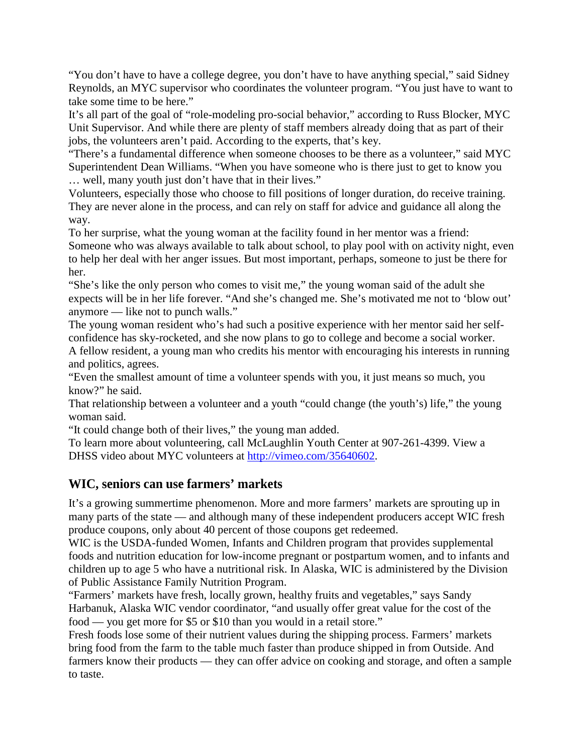"You don't have to have a college degree, you don't have to have anything special," said Sidney Reynolds, an MYC supervisor who coordinates the volunteer program. "You just have to want to take some time to be here."

It's all part of the goal of "role-modeling pro-social behavior," according to Russ Blocker, MYC Unit Supervisor. And while there are plenty of staff members already doing that as part of their jobs, the volunteers aren't paid. According to the experts, that's key.

"There's a fundamental difference when someone chooses to be there as a volunteer," said MYC Superintendent Dean Williams. "When you have someone who is there just to get to know you … well, many youth just don't have that in their lives."

Volunteers, especially those who choose to fill positions of longer duration, do receive training. They are never alone in the process, and can rely on staff for advice and guidance all along the way.

To her surprise, what the young woman at the facility found in her mentor was a friend: Someone who was always available to talk about school, to play pool with on activity night, even to help her deal with her anger issues. But most important, perhaps, someone to just be there for her.

"She's like the only person who comes to visit me," the young woman said of the adult she expects will be in her life forever. "And she's changed me. She's motivated me not to 'blow out' anymore — like not to punch walls."

The young woman resident who's had such a positive experience with her mentor said her self-confidence has sky-rocketed, and she now plans to go to college and become a social worker.

A fellow resident, a young man who credits his mentor with encouraging his interests in running and politics, agrees.

"Even the smallest amount of time a volunteer spends with you, it just means so much, you know?" he said.

That relationship between a volunteer and a youth "could change (the youth's) life," the young woman said.

"It could change both of their lives," the young man added.

To learn more about volunteering, call McLaughlin Youth Center at 907-261-4399. View a DHSS video about MYC volunteers at http://vimeo.com/35640602.

## WIC, seniors can use farmers' markets

It's a growing summertime phenomenon. More and more farmers' markets are sprouting up in many parts of the state — and although many of these independent producers accept WIC fresh produce coupons, only about 40 percent of those coupons get redeemed.

WIC is the USDA-funded Women, Infants and Children program that provides supplemental foods and nutrition education for low-income pregnant or postpartum women, and to infants and children up to age 5 who have a nutritional risk. In Alaska, WIC is administered by the Division of Public Assistance Family Nutrition Program.

"Farmers' markets have fresh, locally grown, healthy fruits and vegetables," says Sandy Harbanuk, Alaska WIC vendor coordinator, "and usually offer great value for the cost of the food — you get more for $5 or $10 than you would in a retail store."

Fresh foods lose some of their nutrient values during the shipping process. Farmers' markets bring food from the farm to the table much faster than produce shipped in from Outside. And farmers know their products — they can offer advice on cooking and storage, and often a sample to taste.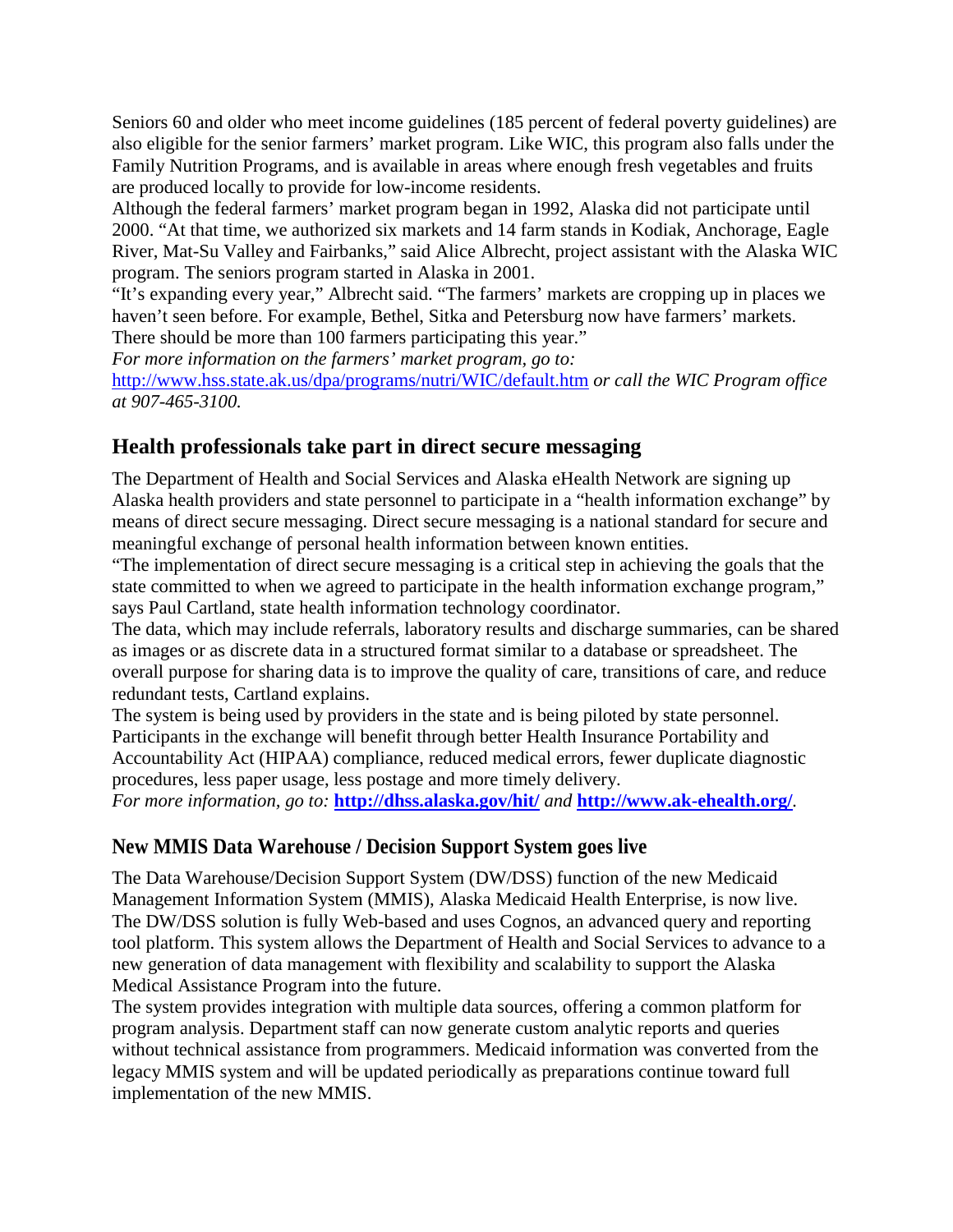Seniors 60 and older who meet income guidelines (185 percent of federal poverty guidelines) are also eligible for the senior farmers' market program. Like WIC, this program also falls under the Family Nutrition Programs, and is available in areas where enough fresh vegetables and fruits are produced locally to provide for low-income residents.

Although the federal farmers' market program began in 1992, Alaska did not participate until 2000. "At that time, we authorized six markets and 14 farm stands in Kodiak, Anchorage, Eagle River, Mat-Su Valley and Fairbanks," said Alice Albrecht, project assistant with the Alaska WIC program. The seniors program started in Alaska in 2001.

"It's expanding every year," Albrecht said. "The farmers' markets are cropping up in places we haven't seen before. For example, Bethel, Sitka and Petersburg now have farmers' markets. There should be more than 100 farmers participating this year."

*For more information on the farmers' market program, go to:* http://www.hss.state.ak.us/dpa/programs/nutri/WIC/default.htm *or call the WIC Program office at 907-465-3100.*

## Health professionals take part in direct secure messaging

The Department of Health and Social Services and Alaska eHealth Network are signing up Alaska health providers and state personnel to participate in a "health information exchange" by means of direct secure messaging. Direct secure messaging is a national standard for secure and meaningful exchange of personal health information between known entities.

"The implementation of direct secure messaging is a critical step in achieving the goals that the state committed to when we agreed to participate in the health information exchange program," says Paul Cartland, state health information technology coordinator.

The data, which may include referrals, laboratory results and discharge summaries, can be shared as images or as discrete data in a structured format similar to a database or spreadsheet. The overall purpose for sharing data is to improve the quality of care, transitions of care, and reduce redundant tests, Cartland explains.

The system is being used by providers in the state and is being piloted by state personnel. Participants in the exchange will benefit through better Health Insurance Portability and Accountability Act (HIPAA) compliance, reduced medical errors, fewer duplicate diagnostic procedures, less paper usage, less postage and more timely delivery.

*For more information, go to:* **http://dhss.alaska.gov/hit/** *and* **http://www.ak-ehealth.org/**.

## New MMIS Data Warehouse / Decision Support System goes live

The Data Warehouse/Decision Support System (DW/DSS) function of the new Medicaid Management Information System (MMIS), Alaska Medicaid Health Enterprise, is now live. The DW/DSS solution is fully Web-based and uses Cognos, an advanced query and reporting tool platform. This system allows the Department of Health and Social Services to advance to a new generation of data management with flexibility and scalability to support the Alaska Medical Assistance Program into the future.

The system provides integration with multiple data sources, offering a common platform for program analysis. Department staff can now generate custom analytic reports and queries without technical assistance from programmers. Medicaid information was converted from the legacy MMIS system and will be updated periodically as preparations continue toward full implementation of the new MMIS.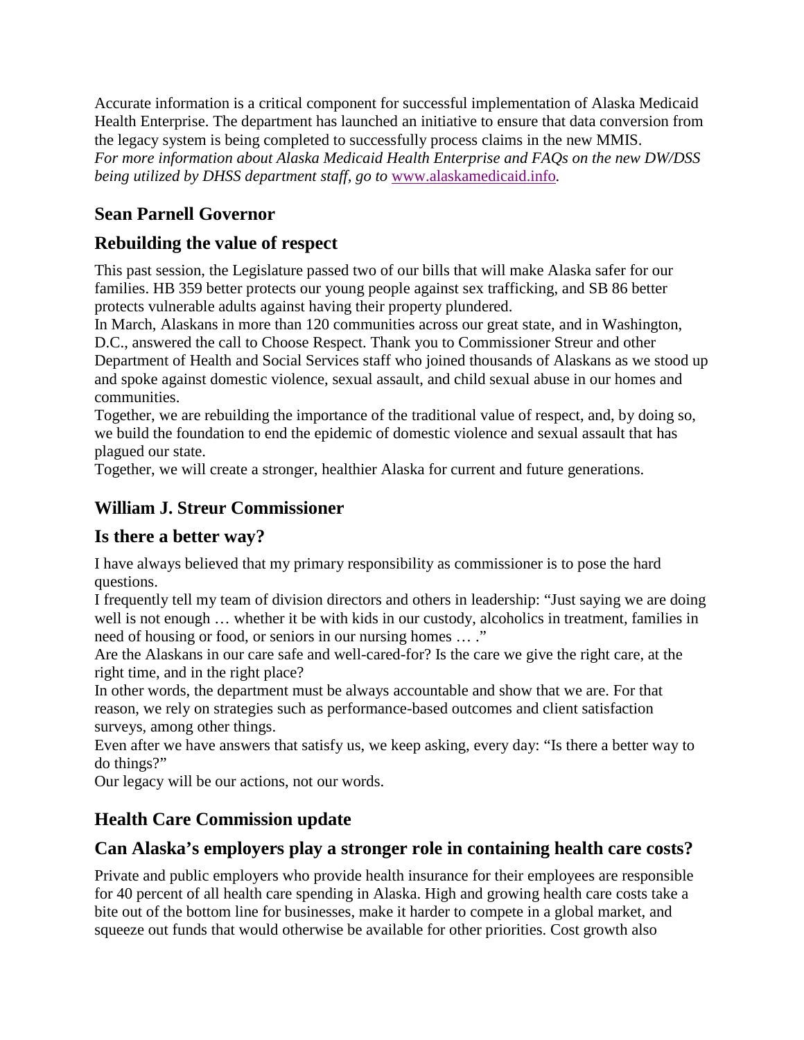Accurate information is a critical component for successful implementation of Alaska Medicaid Health Enterprise. The department has launched an initiative to ensure that data conversion from the legacy system is being completed to successfully process claims in the new MMIS.
*For more information about Alaska Medicaid Health Enterprise and FAQs on the new DW/DSS being utilized by DHSS department staff, go to* [www.alaskamedicaid.info](http://www.alaskamedicaid.info)*.*

### Sean Parnell Governor

### Rebuilding the value of respect

This past session, the Legislature passed two of our bills that will make Alaska safer for our families. HB 359 better protects our young people against sex trafficking, and SB 86 better protects vulnerable adults against having their property plundered.
In March, Alaskans in more than 120 communities across our great state, and in Washington, D.C., answered the call to Choose Respect. Thank you to Commissioner Streur and other Department of Health and Social Services staff who joined thousands of Alaskans as we stood up and spoke against domestic violence, sexual assault, and child sexual abuse in our homes and communities.
Together, we are rebuilding the importance of the traditional value of respect, and, by doing so, we build the foundation to end the epidemic of domestic violence and sexual assault that has plagued our state.
Together, we will create a stronger, healthier Alaska for current and future generations.

### William J. Streur Commissioner

### Is there a better way?

I have always believed that my primary responsibility as commissioner is to pose the hard questions.
I frequently tell my team of division directors and others in leadership: "Just saying we are doing well is not enough … whether it be with kids in our custody, alcoholics in treatment, families in need of housing or food, or seniors in our nursing homes … ."
Are the Alaskans in our care safe and well-cared-for? Is the care we give the right care, at the right time, and in the right place?
In other words, the department must be always accountable and show that we are. For that reason, we rely on strategies such as performance-based outcomes and client satisfaction surveys, among other things.
Even after we have answers that satisfy us, we keep asking, every day: "Is there a better way to do things?"
Our legacy will be our actions, not our words.

### Health Care Commission update

### Can Alaska's employers play a stronger role in containing health care costs?

Private and public employers who provide health insurance for their employees are responsible for 40 percent of all health care spending in Alaska. High and growing health care costs take a bite out of the bottom line for businesses, make it harder to compete in a global market, and squeeze out funds that would otherwise be available for other priorities. Cost growth also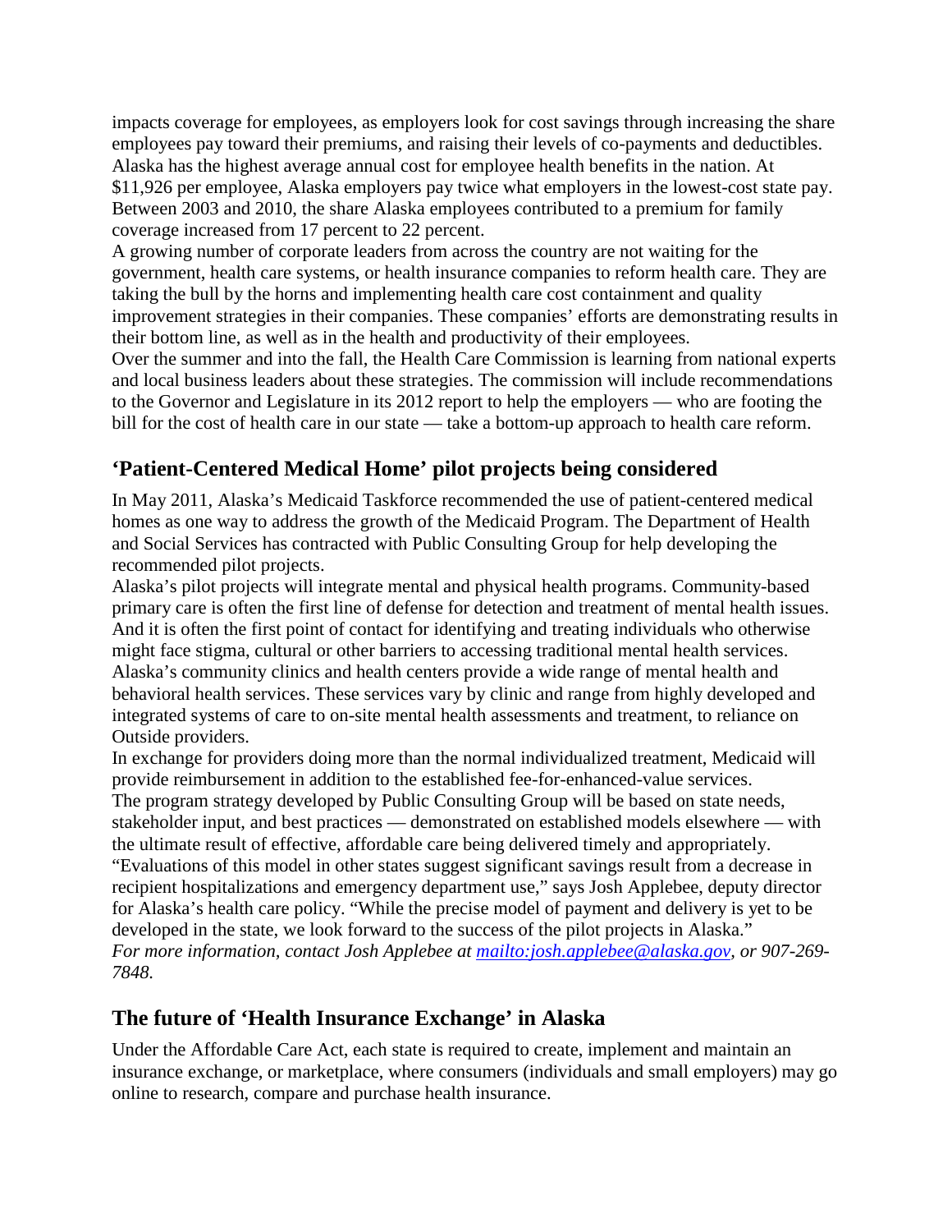impacts coverage for employees, as employers look for cost savings through increasing the share employees pay toward their premiums, and raising their levels of co-payments and deductibles. Alaska has the highest average annual cost for employee health benefits in the nation. At $11,926 per employee, Alaska employers pay twice what employers in the lowest-cost state pay. Between 2003 and 2010, the share Alaska employees contributed to a premium for family coverage increased from 17 percent to 22 percent.

A growing number of corporate leaders from across the country are not waiting for the government, health care systems, or health insurance companies to reform health care. They are taking the bull by the horns and implementing health care cost containment and quality improvement strategies in their companies. These companies' efforts are demonstrating results in their bottom line, as well as in the health and productivity of their employees.

Over the summer and into the fall, the Health Care Commission is learning from national experts and local business leaders about these strategies. The commission will include recommendations to the Governor and Legislature in its 2012 report to help the employers — who are footing the bill for the cost of health care in our state — take a bottom-up approach to health care reform.

## 'Patient-Centered Medical Home' pilot projects being considered

In May 2011, Alaska's Medicaid Taskforce recommended the use of patient-centered medical homes as one way to address the growth of the Medicaid Program. The Department of Health and Social Services has contracted with Public Consulting Group for help developing the recommended pilot projects.

Alaska's pilot projects will integrate mental and physical health programs. Community-based primary care is often the first line of defense for detection and treatment of mental health issues. And it is often the first point of contact for identifying and treating individuals who otherwise might face stigma, cultural or other barriers to accessing traditional mental health services. Alaska's community clinics and health centers provide a wide range of mental health and behavioral health services. These services vary by clinic and range from highly developed and integrated systems of care to on-site mental health assessments and treatment, to reliance on Outside providers.

In exchange for providers doing more than the normal individualized treatment, Medicaid will provide reimbursement in addition to the established fee-for-enhanced-value services.

The program strategy developed by Public Consulting Group will be based on state needs, stakeholder input, and best practices — demonstrated on established models elsewhere — with the ultimate result of effective, affordable care being delivered timely and appropriately.

"Evaluations of this model in other states suggest significant savings result from a decrease in recipient hospitalizations and emergency department use," says Josh Applebee, deputy director for Alaska's health care policy. "While the precise model of payment and delivery is yet to be developed in the state, we look forward to the success of the pilot projects in Alaska."

*For more information, contact Josh Applebee at [mailto:josh.applebee@alaska.gov](mailto:josh.applebee@alaska.gov), or 907-269-7848.*

## The future of 'Health Insurance Exchange' in Alaska

Under the Affordable Care Act, each state is required to create, implement and maintain an insurance exchange, or marketplace, where consumers (individuals and small employers) may go online to research, compare and purchase health insurance.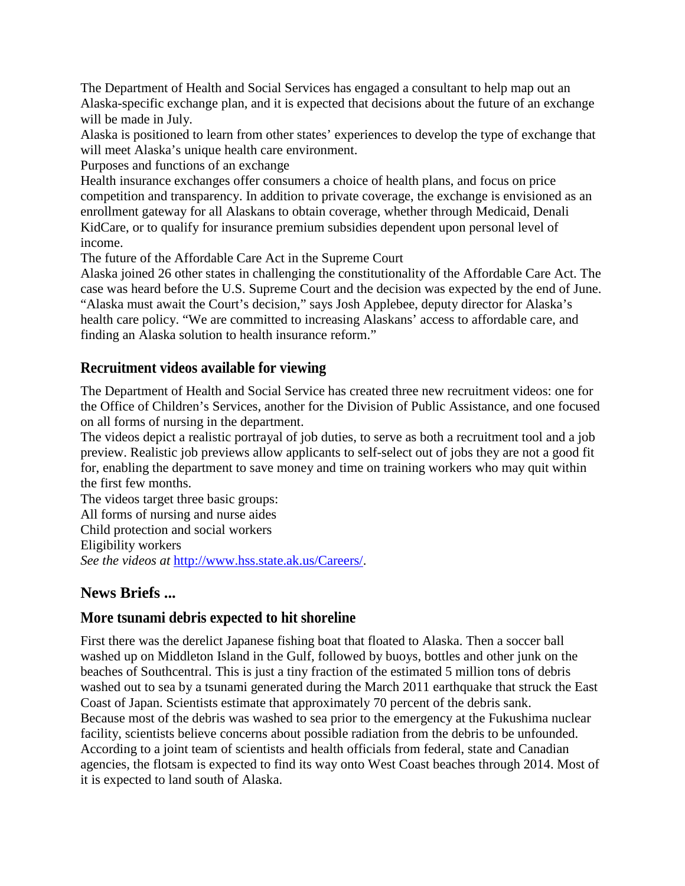The Department of Health and Social Services has engaged a consultant to help map out an Alaska-specific exchange plan, and it is expected that decisions about the future of an exchange will be made in July.

Alaska is positioned to learn from other states' experiences to develop the type of exchange that will meet Alaska's unique health care environment.

Purposes and functions of an exchange

Health insurance exchanges offer consumers a choice of health plans, and focus on price competition and transparency. In addition to private coverage, the exchange is envisioned as an enrollment gateway for all Alaskans to obtain coverage, whether through Medicaid, Denali KidCare, or to qualify for insurance premium subsidies dependent upon personal level of income.

The future of the Affordable Care Act in the Supreme Court

Alaska joined 26 other states in challenging the constitutionality of the Affordable Care Act. The case was heard before the U.S. Supreme Court and the decision was expected by the end of June. "Alaska must await the Court's decision," says Josh Applebee, deputy director for Alaska's health care policy. "We are committed to increasing Alaskans' access to affordable care, and finding an Alaska solution to health insurance reform."

### Recruitment videos available for viewing

The Department of Health and Social Service has created three new recruitment videos: one for the Office of Children's Services, another for the Division of Public Assistance, and one focused on all forms of nursing in the department.

The videos depict a realistic portrayal of job duties, to serve as both a recruitment tool and a job preview. Realistic job previews allow applicants to self-select out of jobs they are not a good fit for, enabling the department to save money and time on training workers who may quit within the first few months.

The videos target three basic groups:

All forms of nursing and nurse aides

Child protection and social workers

Eligibility workers

*See the videos at* http://www.hss.state.ak.us/Careers/.

## News Briefs ...

### More tsunami debris expected to hit shoreline

First there was the derelict Japanese fishing boat that floated to Alaska. Then a soccer ball washed up on Middleton Island in the Gulf, followed by buoys, bottles and other junk on the beaches of Southcentral. This is just a tiny fraction of the estimated 5 million tons of debris washed out to sea by a tsunami generated during the March 2011 earthquake that struck the East Coast of Japan. Scientists estimate that approximately 70 percent of the debris sank.

Because most of the debris was washed to sea prior to the emergency at the Fukushima nuclear facility, scientists believe concerns about possible radiation from the debris to be unfounded. According to a joint team of scientists and health officials from federal, state and Canadian agencies, the flotsam is expected to find its way onto West Coast beaches through 2014. Most of it is expected to land south of Alaska.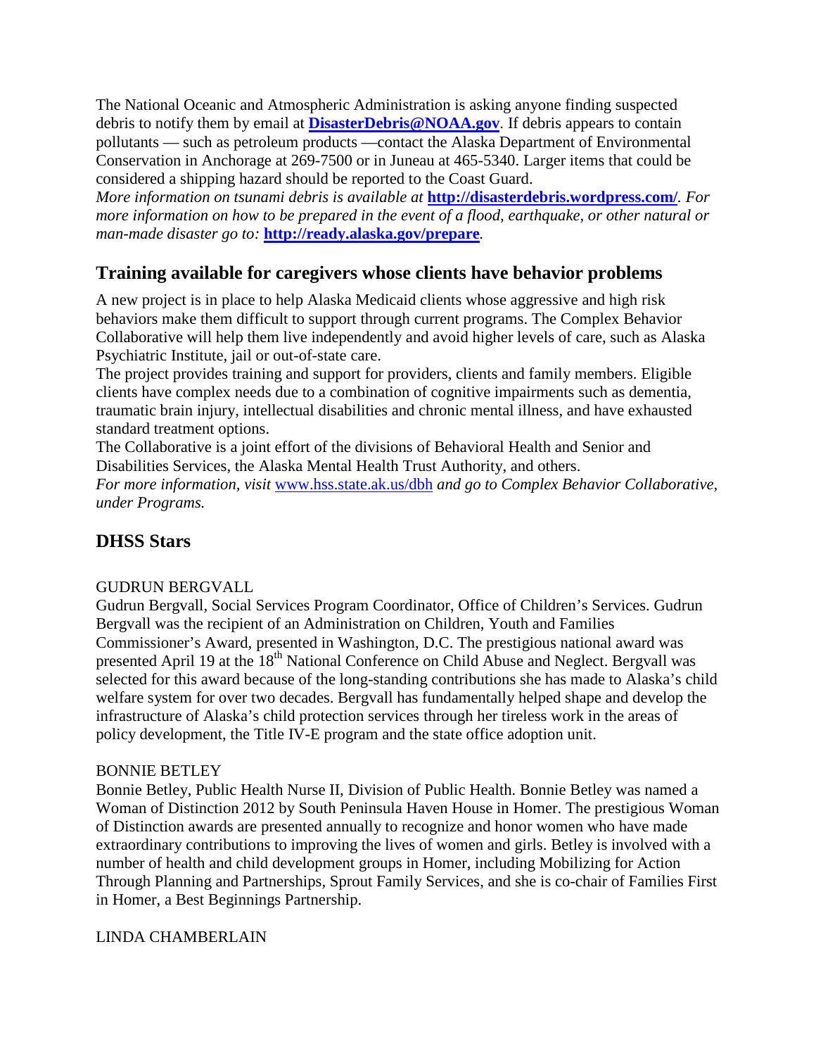The National Oceanic and Atmospheric Administration is asking anyone finding suspected debris to notify them by email at **DisasterDebris@NOAA.gov**. If debris appears to contain pollutants — such as petroleum products —contact the Alaska Department of Environmental Conservation in Anchorage at 269-7500 or in Juneau at 465-5340. Larger items that could be considered a shipping hazard should be reported to the Coast Guard.

*More information on tsunami debris is available at* **http://disasterdebris.wordpress.com/**. *For more information on how to be prepared in the event of a flood, earthquake, or other natural or man-made disaster go to:* **http://ready.alaska.gov/prepare**.

## Training available for caregivers whose clients have behavior problems

A new project is in place to help Alaska Medicaid clients whose aggressive and high risk behaviors make them difficult to support through current programs. The Complex Behavior Collaborative will help them live independently and avoid higher levels of care, such as Alaska Psychiatric Institute, jail or out-of-state care.

The project provides training and support for providers, clients and family members. Eligible clients have complex needs due to a combination of cognitive impairments such as dementia, traumatic brain injury, intellectual disabilities and chronic mental illness, and have exhausted standard treatment options.

The Collaborative is a joint effort of the divisions of Behavioral Health and Senior and Disabilities Services, the Alaska Mental Health Trust Authority, and others.

*For more information, visit* www.hss.state.ak.us/dbh *and go to Complex Behavior Collaborative, under Programs.*

## DHSS Stars

GUDRUN BERGVALL

Gudrun Bergvall, Social Services Program Coordinator, Office of Children's Services. Gudrun Bergvall was the recipient of an Administration on Children, Youth and Families Commissioner's Award, presented in Washington, D.C. The prestigious national award was presented April 19 at the 18th National Conference on Child Abuse and Neglect. Bergvall was selected for this award because of the long-standing contributions she has made to Alaska's child welfare system for over two decades. Bergvall has fundamentally helped shape and develop the infrastructure of Alaska's child protection services through her tireless work in the areas of policy development, the Title IV-E program and the state office adoption unit.

BONNIE BETLEY

Bonnie Betley, Public Health Nurse II, Division of Public Health. Bonnie Betley was named a Woman of Distinction 2012 by South Peninsula Haven House in Homer. The prestigious Woman of Distinction awards are presented annually to recognize and honor women who have made extraordinary contributions to improving the lives of women and girls. Betley is involved with a number of health and child development groups in Homer, including Mobilizing for Action Through Planning and Partnerships, Sprout Family Services, and she is co-chair of Families First in Homer, a Best Beginnings Partnership.

LINDA CHAMBERLAIN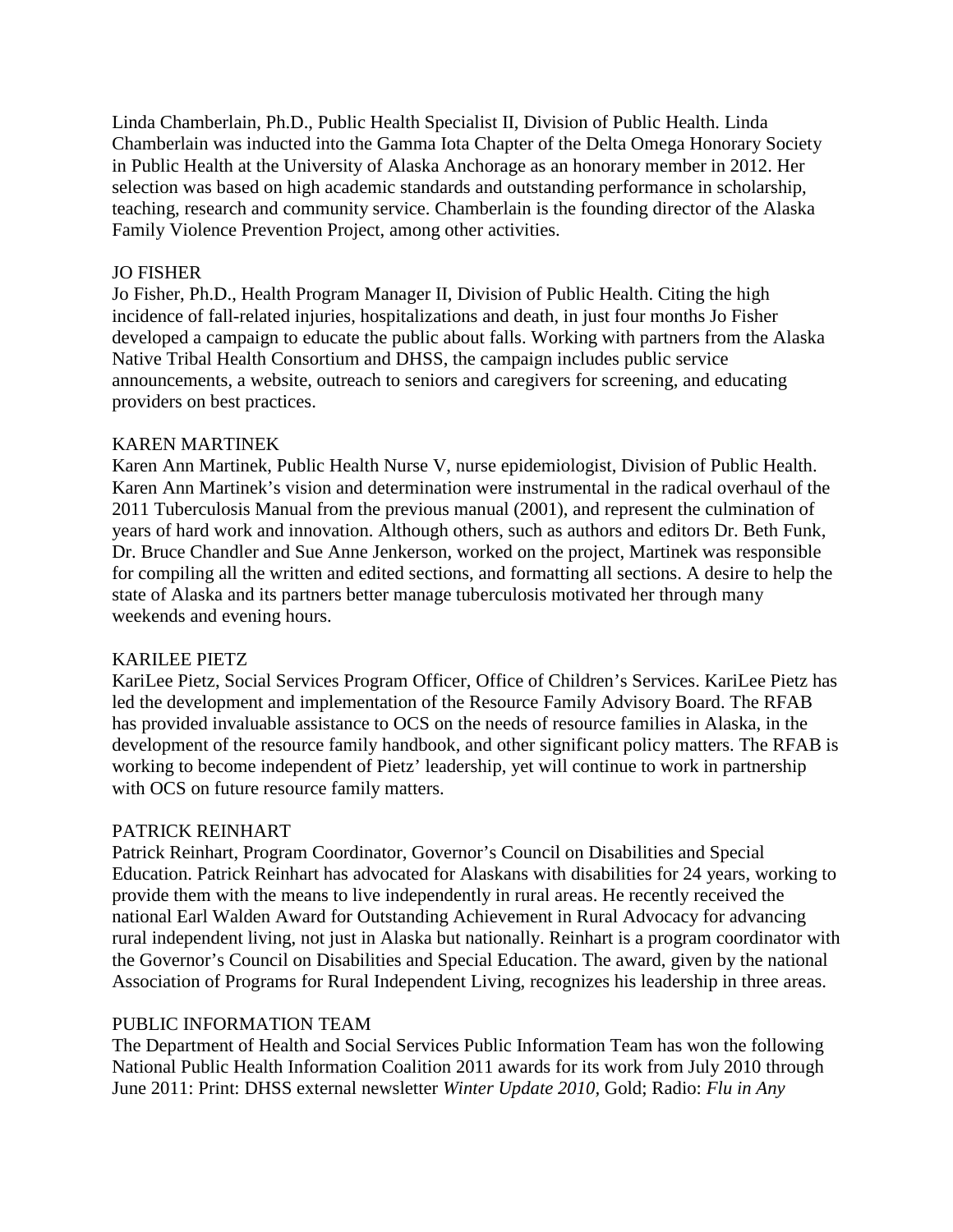Linda Chamberlain, Ph.D., Public Health Specialist II, Division of Public Health. Linda Chamberlain was inducted into the Gamma Iota Chapter of the Delta Omega Honorary Society in Public Health at the University of Alaska Anchorage as an honorary member in 2012. Her selection was based on high academic standards and outstanding performance in scholarship, teaching, research and community service. Chamberlain is the founding director of the Alaska Family Violence Prevention Project, among other activities.

JO FISHER

Jo Fisher, Ph.D., Health Program Manager II, Division of Public Health. Citing the high incidence of fall-related injuries, hospitalizations and death, in just four months Jo Fisher developed a campaign to educate the public about falls. Working with partners from the Alaska Native Tribal Health Consortium and DHSS, the campaign includes public service announcements, a website, outreach to seniors and caregivers for screening, and educating providers on best practices.

KAREN MARTINEK

Karen Ann Martinek, Public Health Nurse V, nurse epidemiologist, Division of Public Health. Karen Ann Martinek's vision and determination were instrumental in the radical overhaul of the 2011 Tuberculosis Manual from the previous manual (2001), and represent the culmination of years of hard work and innovation. Although others, such as authors and editors Dr. Beth Funk, Dr. Bruce Chandler and Sue Anne Jenkerson, worked on the project, Martinek was responsible for compiling all the written and edited sections, and formatting all sections. A desire to help the state of Alaska and its partners better manage tuberculosis motivated her through many weekends and evening hours.

KARILEE PIETZ

KariLee Pietz, Social Services Program Officer, Office of Children's Services. KariLee Pietz has led the development and implementation of the Resource Family Advisory Board. The RFAB has provided invaluable assistance to OCS on the needs of resource families in Alaska, in the development of the resource family handbook, and other significant policy matters. The RFAB is working to become independent of Pietz' leadership, yet will continue to work in partnership with OCS on future resource family matters.

PATRICK REINHART

Patrick Reinhart, Program Coordinator, Governor's Council on Disabilities and Special Education. Patrick Reinhart has advocated for Alaskans with disabilities for 24 years, working to provide them with the means to live independently in rural areas. He recently received the national Earl Walden Award for Outstanding Achievement in Rural Advocacy for advancing rural independent living, not just in Alaska but nationally. Reinhart is a program coordinator with the Governor's Council on Disabilities and Special Education. The award, given by the national Association of Programs for Rural Independent Living, recognizes his leadership in three areas.

PUBLIC INFORMATION TEAM

The Department of Health and Social Services Public Information Team has won the following National Public Health Information Coalition 2011 awards for its work from July 2010 through June 2011: Print: DHSS external newsletter *Winter Update 2010*, Gold; Radio: *Flu in Any*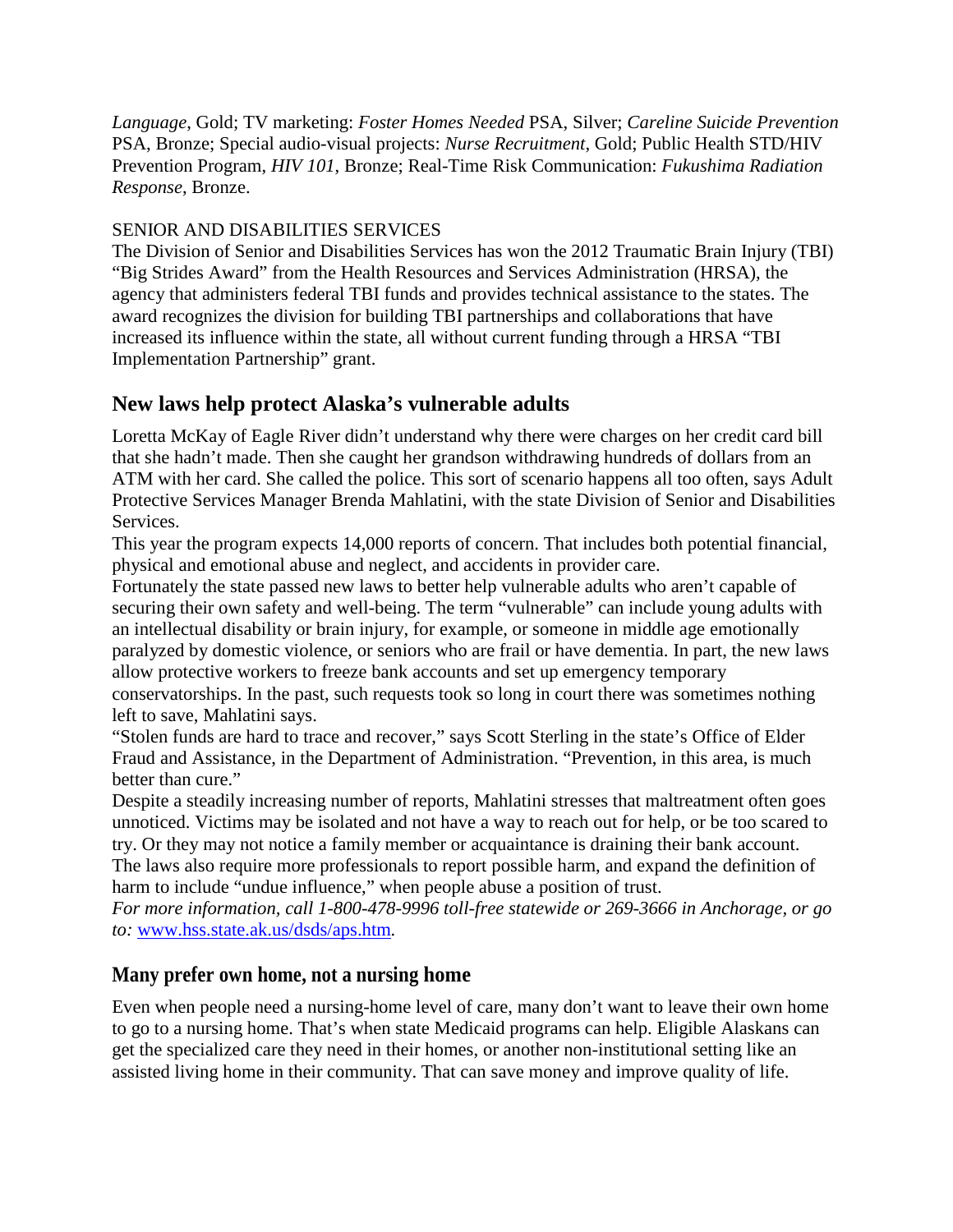*Language*, Gold; TV marketing: *Foster Homes Needed* PSA, Silver; *Careline Suicide Prevention* PSA, Bronze; Special audio-visual projects: *Nurse Recruitment*, Gold; Public Health STD/HIV Prevention Program, *HIV 101*, Bronze; Real-Time Risk Communication: *Fukushima Radiation Response*, Bronze.

SENIOR AND DISABILITIES SERVICES

The Division of Senior and Disabilities Services has won the 2012 Traumatic Brain Injury (TBI) "Big Strides Award" from the Health Resources and Services Administration (HRSA), the agency that administers federal TBI funds and provides technical assistance to the states. The award recognizes the division for building TBI partnerships and collaborations that have increased its influence within the state, all without current funding through a HRSA "TBI Implementation Partnership" grant.

## New laws help protect Alaska's vulnerable adults

Loretta McKay of Eagle River didn't understand why there were charges on her credit card bill that she hadn't made. Then she caught her grandson withdrawing hundreds of dollars from an ATM with her card. She called the police. This sort of scenario happens all too often, says Adult Protective Services Manager Brenda Mahlatini, with the state Division of Senior and Disabilities Services.

This year the program expects 14,000 reports of concern. That includes both potential financial, physical and emotional abuse and neglect, and accidents in provider care.

Fortunately the state passed new laws to better help vulnerable adults who aren't capable of securing their own safety and well-being. The term "vulnerable" can include young adults with an intellectual disability or brain injury, for example, or someone in middle age emotionally paralyzed by domestic violence, or seniors who are frail or have dementia. In part, the new laws allow protective workers to freeze bank accounts and set up emergency temporary conservatorships. In the past, such requests took so long in court there was sometimes nothing left to save, Mahlatini says.

"Stolen funds are hard to trace and recover," says Scott Sterling in the state's Office of Elder Fraud and Assistance, in the Department of Administration. "Prevention, in this area, is much better than cure."

Despite a steadily increasing number of reports, Mahlatini stresses that maltreatment often goes unnoticed. Victims may be isolated and not have a way to reach out for help, or be too scared to try. Or they may not notice a family member or acquaintance is draining their bank account.

The laws also require more professionals to report possible harm, and expand the definition of harm to include "undue influence," when people abuse a position of trust.

*For more information, call 1-800-478-9996 toll-free statewide or 269-3666 in Anchorage, or go to:* [www.hss.state.ak.us/dsds/aps.htm](http://www.hss.state.ak.us/dsds/aps.htm).

## Many prefer own home, not a nursing home

Even when people need a nursing-home level of care, many don't want to leave their own home to go to a nursing home. That's when state Medicaid programs can help. Eligible Alaskans can get the specialized care they need in their homes, or another non-institutional setting like an assisted living home in their community. That can save money and improve quality of life.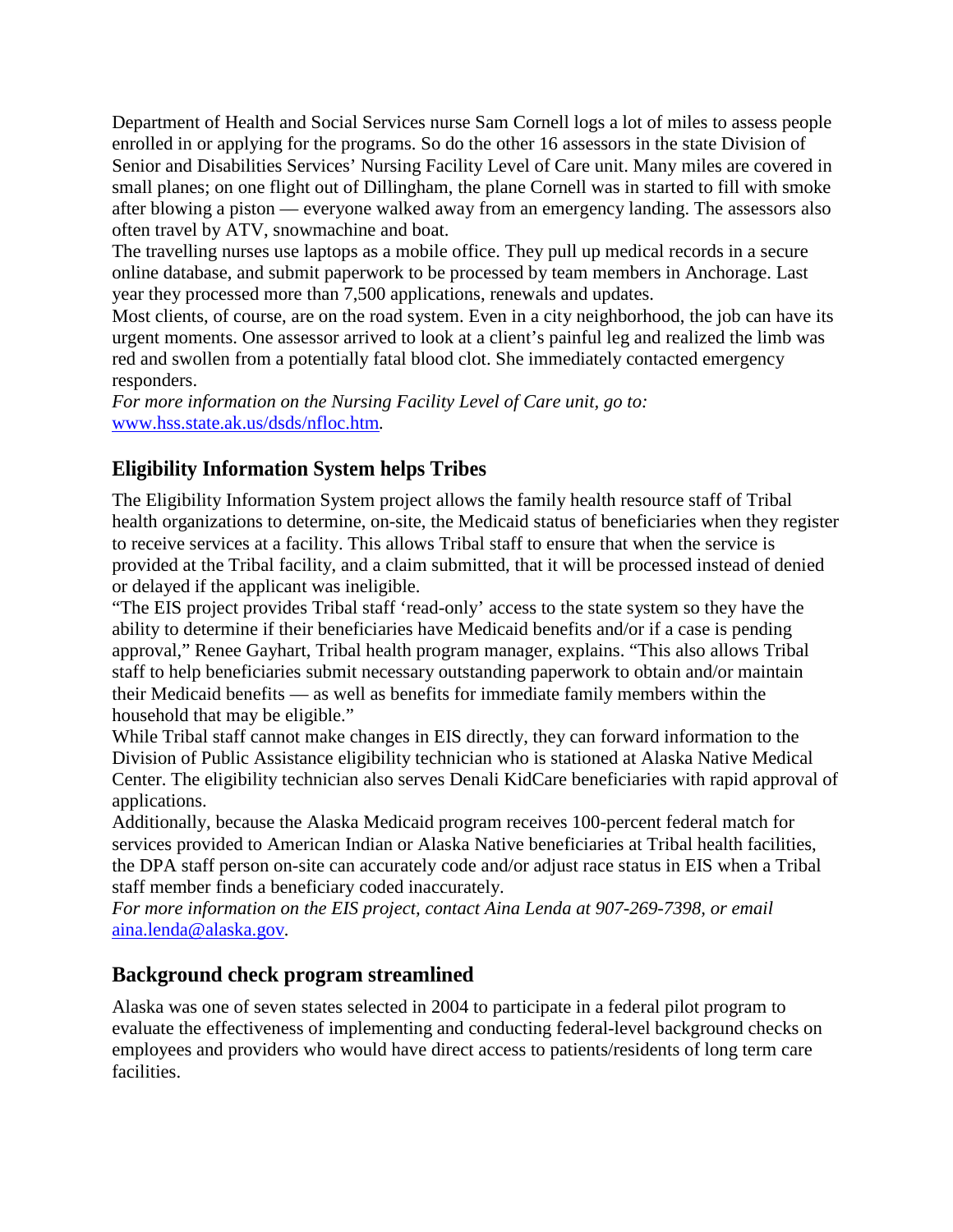Department of Health and Social Services nurse Sam Cornell logs a lot of miles to assess people enrolled in or applying for the programs. So do the other 16 assessors in the state Division of Senior and Disabilities Services' Nursing Facility Level of Care unit. Many miles are covered in small planes; on one flight out of Dillingham, the plane Cornell was in started to fill with smoke after blowing a piston — everyone walked away from an emergency landing. The assessors also often travel by ATV, snowmachine and boat.

The travelling nurses use laptops as a mobile office. They pull up medical records in a secure online database, and submit paperwork to be processed by team members in Anchorage. Last year they processed more than 7,500 applications, renewals and updates.

Most clients, of course, are on the road system. Even in a city neighborhood, the job can have its urgent moments. One assessor arrived to look at a client's painful leg and realized the limb was red and swollen from a potentially fatal blood clot. She immediately contacted emergency responders.

*For more information on the Nursing Facility Level of Care unit, go to:* [www.hss.state.ak.us/dsds/nfloc.htm](www.hss.state.ak.us/dsds/nfloc.htm).

## Eligibility Information System helps Tribes

The Eligibility Information System project allows the family health resource staff of Tribal health organizations to determine, on-site, the Medicaid status of beneficiaries when they register to receive services at a facility. This allows Tribal staff to ensure that when the service is provided at the Tribal facility, and a claim submitted, that it will be processed instead of denied or delayed if the applicant was ineligible.

"The EIS project provides Tribal staff 'read-only' access to the state system so they have the ability to determine if their beneficiaries have Medicaid benefits and/or if a case is pending approval," Renee Gayhart, Tribal health program manager, explains. "This also allows Tribal staff to help beneficiaries submit necessary outstanding paperwork to obtain and/or maintain their Medicaid benefits — as well as benefits for immediate family members within the household that may be eligible."

While Tribal staff cannot make changes in EIS directly, they can forward information to the Division of Public Assistance eligibility technician who is stationed at Alaska Native Medical Center. The eligibility technician also serves Denali KidCare beneficiaries with rapid approval of applications.

Additionally, because the Alaska Medicaid program receives 100-percent federal match for services provided to American Indian or Alaska Native beneficiaries at Tribal health facilities, the DPA staff person on-site can accurately code and/or adjust race status in EIS when a Tribal staff member finds a beneficiary coded inaccurately.

*For more information on the EIS project, contact Aina Lenda at 907-269-7398, or email* [aina.lenda@alaska.gov](mailto:aina.lenda@alaska.gov).

## Background check program streamlined

Alaska was one of seven states selected in 2004 to participate in a federal pilot program to evaluate the effectiveness of implementing and conducting federal-level background checks on employees and providers who would have direct access to patients/residents of long term care facilities.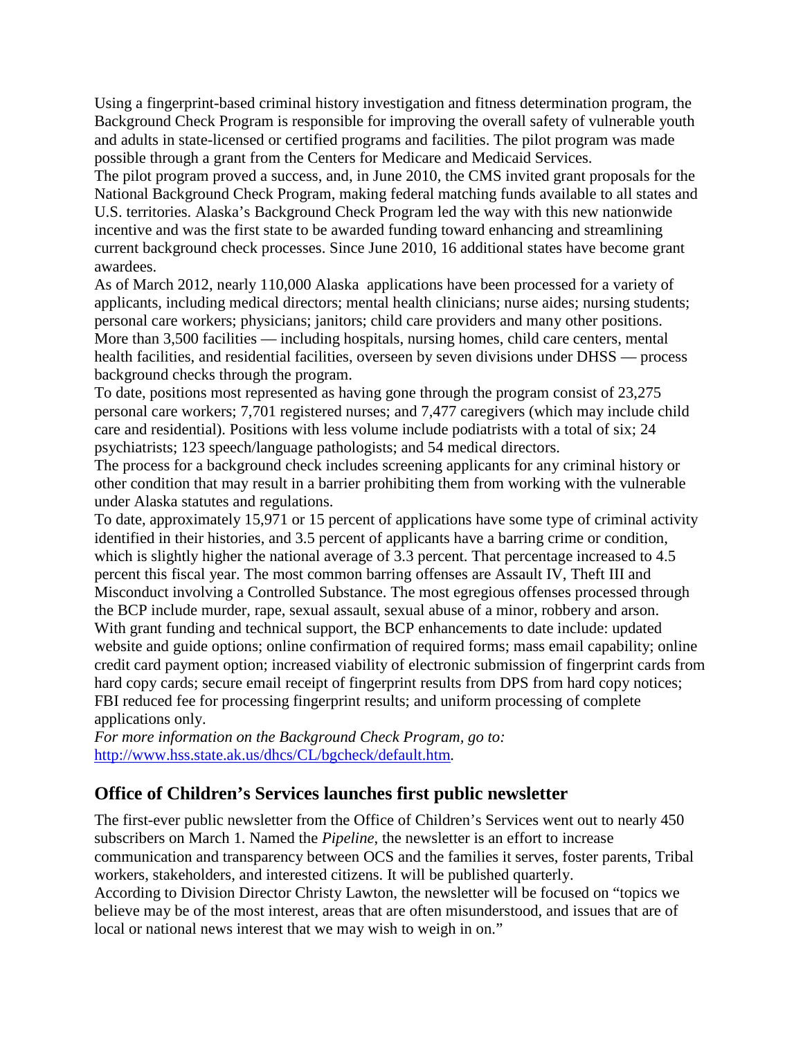Using a fingerprint-based criminal history investigation and fitness determination program, the Background Check Program is responsible for improving the overall safety of vulnerable youth and adults in state-licensed or certified programs and facilities. The pilot program was made possible through a grant from the Centers for Medicare and Medicaid Services.

The pilot program proved a success, and, in June 2010, the CMS invited grant proposals for the National Background Check Program, making federal matching funds available to all states and U.S. territories. Alaska's Background Check Program led the way with this new nationwide incentive and was the first state to be awarded funding toward enhancing and streamlining current background check processes. Since June 2010, 16 additional states have become grant awardees.

As of March 2012, nearly 110,000 Alaska applications have been processed for a variety of applicants, including medical directors; mental health clinicians; nurse aides; nursing students; personal care workers; physicians; janitors; child care providers and many other positions. More than 3,500 facilities — including hospitals, nursing homes, child care centers, mental health facilities, and residential facilities, overseen by seven divisions under DHSS — process background checks through the program.

To date, positions most represented as having gone through the program consist of 23,275 personal care workers; 7,701 registered nurses; and 7,477 caregivers (which may include child care and residential). Positions with less volume include podiatrists with a total of six; 24 psychiatrists; 123 speech/language pathologists; and 54 medical directors.

The process for a background check includes screening applicants for any criminal history or other condition that may result in a barrier prohibiting them from working with the vulnerable under Alaska statutes and regulations.

To date, approximately 15,971 or 15 percent of applications have some type of criminal activity identified in their histories, and 3.5 percent of applicants have a barring crime or condition, which is slightly higher the national average of 3.3 percent. That percentage increased to 4.5 percent this fiscal year. The most common barring offenses are Assault IV, Theft III and Misconduct involving a Controlled Substance. The most egregious offenses processed through the BCP include murder, rape, sexual assault, sexual abuse of a minor, robbery and arson.

With grant funding and technical support, the BCP enhancements to date include: updated website and guide options; online confirmation of required forms; mass email capability; online credit card payment option; increased viability of electronic submission of fingerprint cards from hard copy cards; secure email receipt of fingerprint results from DPS from hard copy notices; FBI reduced fee for processing fingerprint results; and uniform processing of complete applications only.

*For more information on the Background Check Program, go to:* [http://www.hss.state.ak.us/dhcs/CL/bgcheck/default.htm](http://www.hss.state.ak.us/dhcs/CL/bgcheck/default.htm).

## Office of Children's Services launches first public newsletter

The first-ever public newsletter from the Office of Children's Services went out to nearly 450 subscribers on March 1. Named the *Pipeline*, the newsletter is an effort to increase communication and transparency between OCS and the families it serves, foster parents, Tribal workers, stakeholders, and interested citizens. It will be published quarterly.

According to Division Director Christy Lawton, the newsletter will be focused on "topics we believe may be of the most interest, areas that are often misunderstood, and issues that are of local or national news interest that we may wish to weigh in on."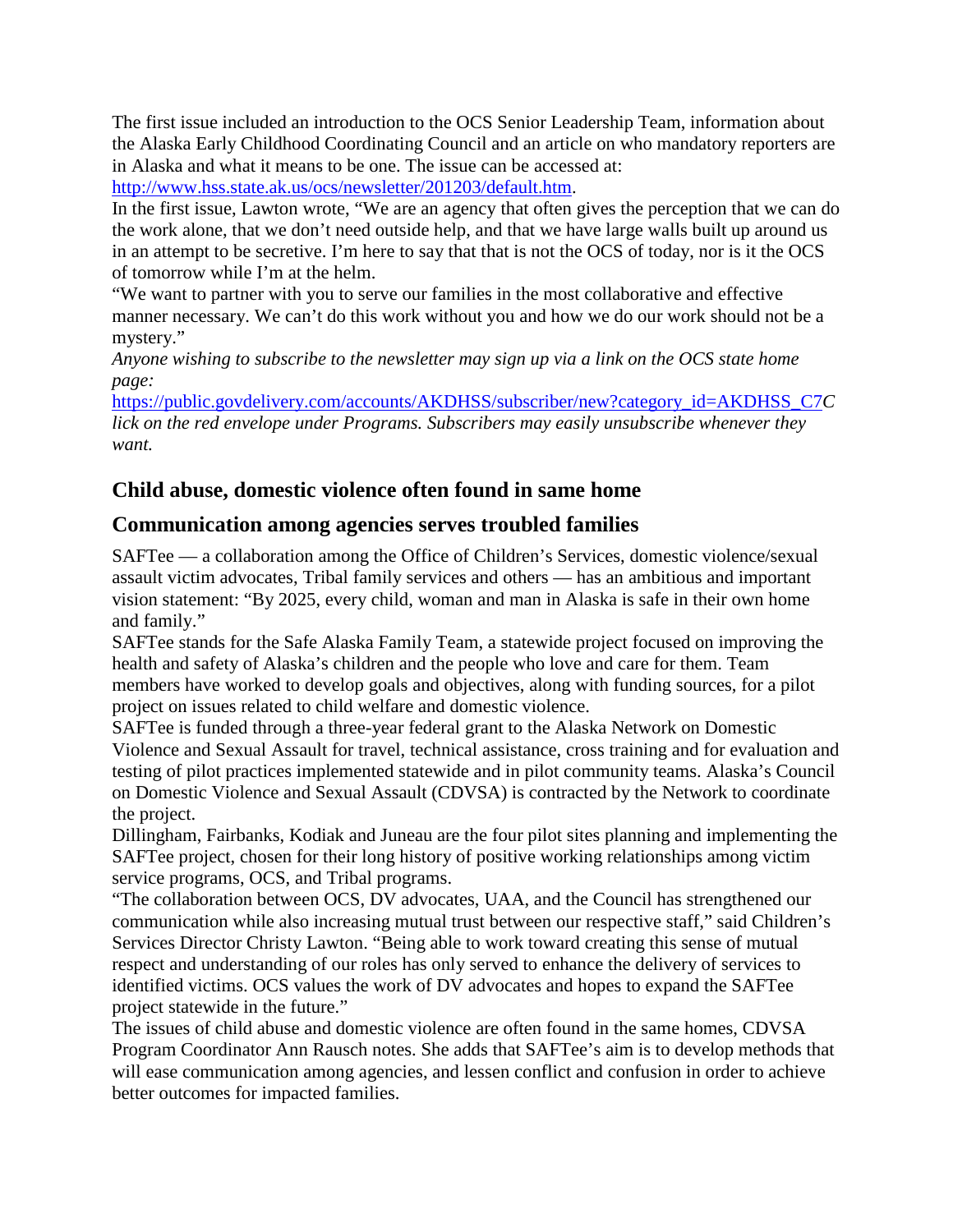The first issue included an introduction to the OCS Senior Leadership Team, information about the Alaska Early Childhood Coordinating Council and an article on who mandatory reporters are in Alaska and what it means to be one. The issue can be accessed at: http://www.hss.state.ak.us/ocs/newsletter/201203/default.htm.

In the first issue, Lawton wrote, "We are an agency that often gives the perception that we can do the work alone, that we don't need outside help, and that we have large walls built up around us in an attempt to be secretive. I'm here to say that that is not the OCS of today, nor is it the OCS of tomorrow while I'm at the helm.

"We want to partner with you to serve our families in the most collaborative and effective manner necessary. We can't do this work without you and how we do our work should not be a mystery."

*Anyone wishing to subscribe to the newsletter may sign up via a link on the OCS state home page:* https://public.govdelivery.com/accounts/AKDHSS/subscriber/new?category_id=AKDHSS_C7*Click on the red envelope under Programs. Subscribers may easily unsubscribe whenever they want.*

## Child abuse, domestic violence often found in same home

## Communication among agencies serves troubled families

SAFTee — a collaboration among the Office of Children's Services, domestic violence/sexual assault victim advocates, Tribal family services and others — has an ambitious and important vision statement: "By 2025, every child, woman and man in Alaska is safe in their own home and family."

SAFTee stands for the Safe Alaska Family Team, a statewide project focused on improving the health and safety of Alaska's children and the people who love and care for them. Team members have worked to develop goals and objectives, along with funding sources, for a pilot project on issues related to child welfare and domestic violence.

SAFTee is funded through a three-year federal grant to the Alaska Network on Domestic Violence and Sexual Assault for travel, technical assistance, cross training and for evaluation and testing of pilot practices implemented statewide and in pilot community teams. Alaska's Council on Domestic Violence and Sexual Assault (CDVSA) is contracted by the Network to coordinate the project.

Dillingham, Fairbanks, Kodiak and Juneau are the four pilot sites planning and implementing the SAFTee project, chosen for their long history of positive working relationships among victim service programs, OCS, and Tribal programs.

"The collaboration between OCS, DV advocates, UAA, and the Council has strengthened our communication while also increasing mutual trust between our respective staff," said Children's Services Director Christy Lawton. "Being able to work toward creating this sense of mutual respect and understanding of our roles has only served to enhance the delivery of services to identified victims. OCS values the work of DV advocates and hopes to expand the SAFTee project statewide in the future."

The issues of child abuse and domestic violence are often found in the same homes, CDVSA Program Coordinator Ann Rausch notes. She adds that SAFTee's aim is to develop methods that will ease communication among agencies, and lessen conflict and confusion in order to achieve better outcomes for impacted families.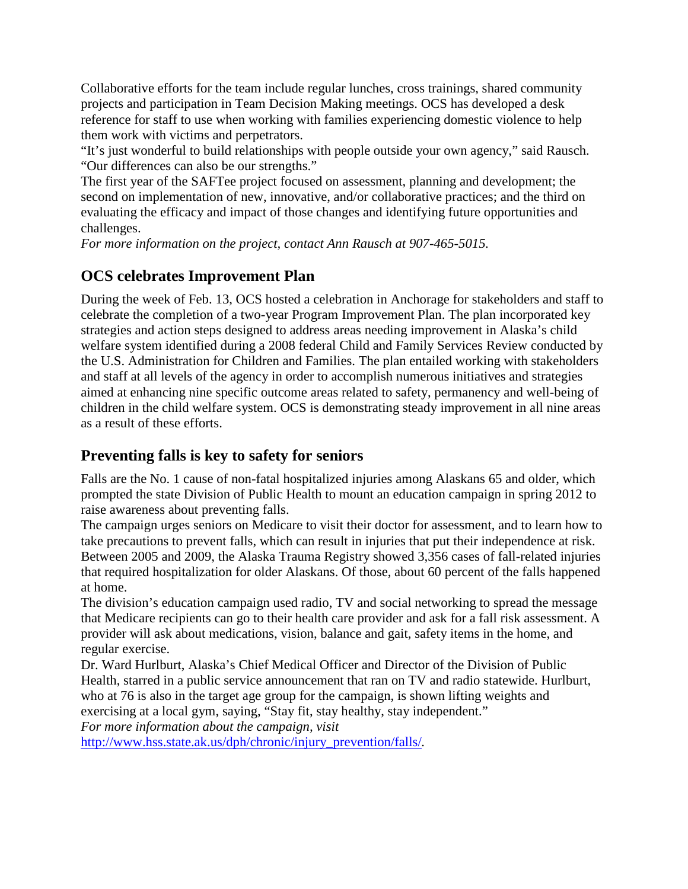Collaborative efforts for the team include regular lunches, cross trainings, shared community projects and participation in Team Decision Making meetings. OCS has developed a desk reference for staff to use when working with families experiencing domestic violence to help them work with victims and perpetrators.

"It's just wonderful to build relationships with people outside your own agency," said Rausch. "Our differences can also be our strengths."

The first year of the SAFTee project focused on assessment, planning and development; the second on implementation of new, innovative, and/or collaborative practices; and the third on evaluating the efficacy and impact of those changes and identifying future opportunities and challenges.

*For more information on the project, contact Ann Rausch at 907-465-5015.*

## OCS celebrates Improvement Plan

During the week of Feb. 13, OCS hosted a celebration in Anchorage for stakeholders and staff to celebrate the completion of a two-year Program Improvement Plan. The plan incorporated key strategies and action steps designed to address areas needing improvement in Alaska's child welfare system identified during a 2008 federal Child and Family Services Review conducted by the U.S. Administration for Children and Families. The plan entailed working with stakeholders and staff at all levels of the agency in order to accomplish numerous initiatives and strategies aimed at enhancing nine specific outcome areas related to safety, permanency and well-being of children in the child welfare system. OCS is demonstrating steady improvement in all nine areas as a result of these efforts.

## Preventing falls is key to safety for seniors

Falls are the No. 1 cause of non-fatal hospitalized injuries among Alaskans 65 and older, which prompted the state Division of Public Health to mount an education campaign in spring 2012 to raise awareness about preventing falls.

The campaign urges seniors on Medicare to visit their doctor for assessment, and to learn how to take precautions to prevent falls, which can result in injuries that put their independence at risk. Between 2005 and 2009, the Alaska Trauma Registry showed 3,356 cases of fall-related injuries that required hospitalization for older Alaskans. Of those, about 60 percent of the falls happened at home.

The division's education campaign used radio, TV and social networking to spread the message that Medicare recipients can go to their health care provider and ask for a fall risk assessment. A provider will ask about medications, vision, balance and gait, safety items in the home, and regular exercise.

Dr. Ward Hurlburt, Alaska's Chief Medical Officer and Director of the Division of Public Health, starred in a public service announcement that ran on TV and radio statewide. Hurlburt, who at 76 is also in the target age group for the campaign, is shown lifting weights and exercising at a local gym, saying, "Stay fit, stay healthy, stay independent."

*For more information about the campaign, visit* http://www.hss.state.ak.us/dph/chronic/injury_prevention/falls/.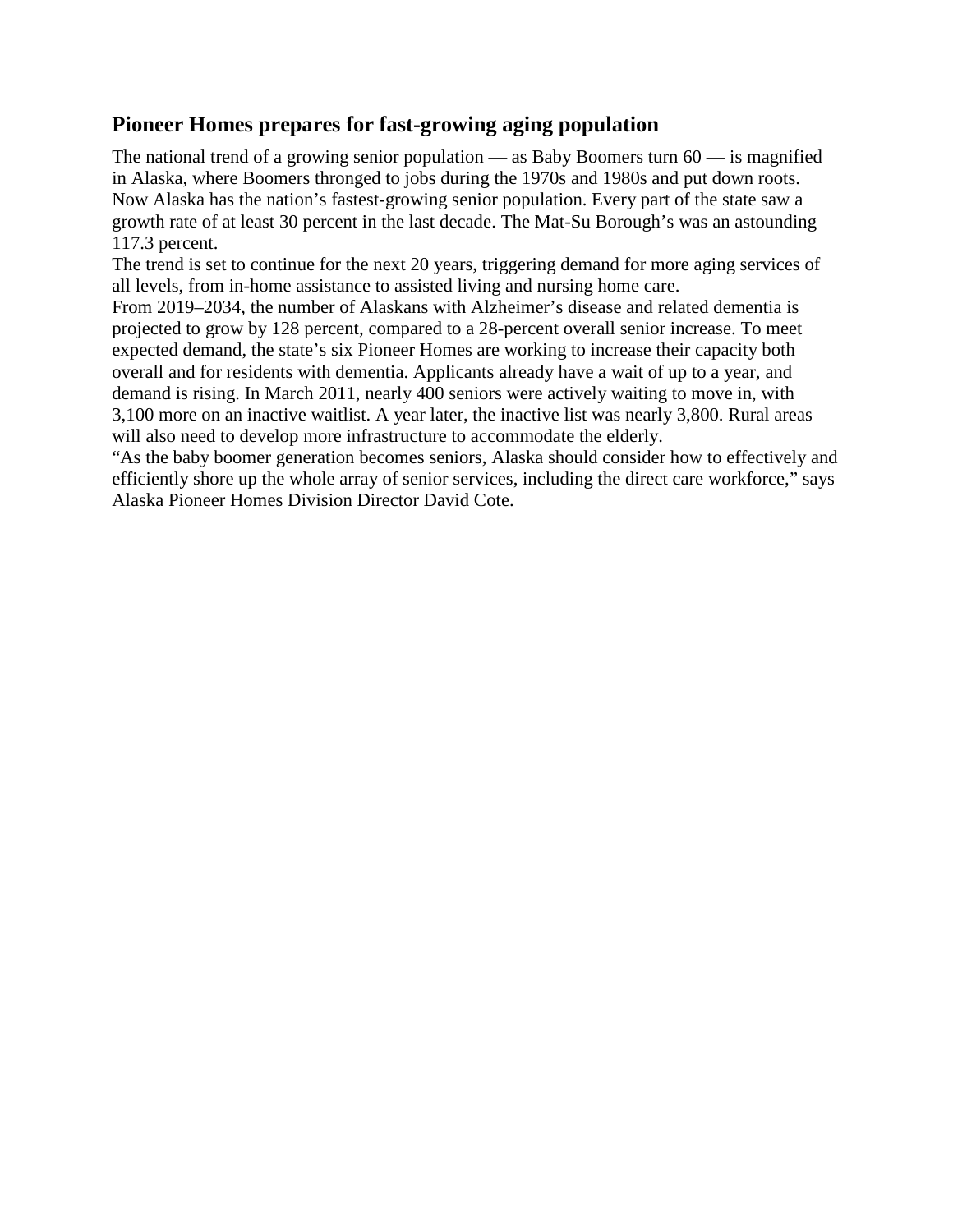## Pioneer Homes prepares for fast-growing aging population

The national trend of a growing senior population — as Baby Boomers turn 60 — is magnified in Alaska, where Boomers thronged to jobs during the 1970s and 1980s and put down roots. Now Alaska has the nation's fastest-growing senior population. Every part of the state saw a growth rate of at least 30 percent in the last decade. The Mat-Su Borough's was an astounding 117.3 percent.

The trend is set to continue for the next 20 years, triggering demand for more aging services of all levels, from in-home assistance to assisted living and nursing home care.

From 2019–2034, the number of Alaskans with Alzheimer's disease and related dementia is projected to grow by 128 percent, compared to a 28-percent overall senior increase. To meet expected demand, the state's six Pioneer Homes are working to increase their capacity both overall and for residents with dementia. Applicants already have a wait of up to a year, and demand is rising. In March 2011, nearly 400 seniors were actively waiting to move in, with 3,100 more on an inactive waitlist. A year later, the inactive list was nearly 3,800. Rural areas will also need to develop more infrastructure to accommodate the elderly.

"As the baby boomer generation becomes seniors, Alaska should consider how to effectively and efficiently shore up the whole array of senior services, including the direct care workforce," says Alaska Pioneer Homes Division Director David Cote.